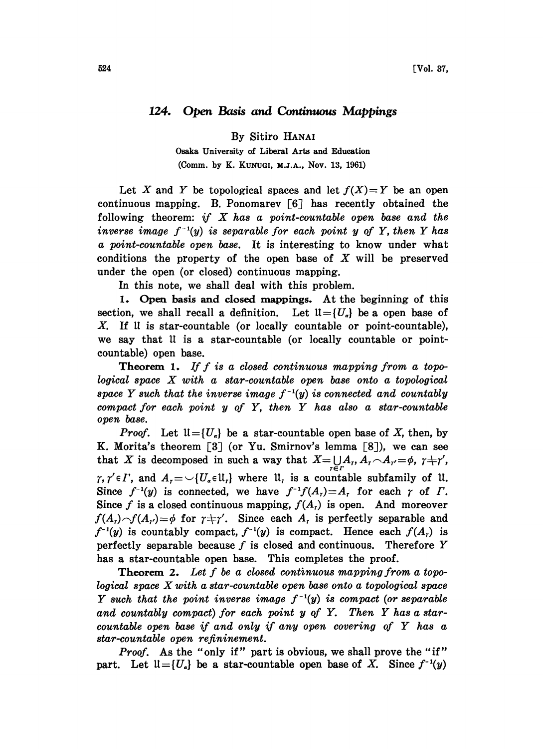# 124. Open Basis and Continuous Mappings

By Sitiro HANAI

Osaka University of Liberal Arts and Education

(Comm. by K. KUNUGI, M.J.A., Nov. 13, 1961)

Let $X$ and $Y$ be topological spaces and let $f(X)=Y$ be an open continuous mapping. B. Ponomarev [6] has recently obtained the following theorem: *if $X$ has a point-countable open base and the inverse image $f^{-1}(y)$ is separable for each point $y$ of $Y$, then $Y$ has a point-countable open base.* It is interesting to know under what conditions the property of the open base of $X$ will be preserved under the open (or closed) continuous mapping.

In this note, we shall deal with this problem.

**1. Open basis and closed mappings.** At the beginning of this section, we shall recall a definition. Let $\mathfrak{U}=\{U_\alpha\}$ be a open base of $X$. If $\mathfrak{U}$ is star-countable (or locally countable or point-countable), we say that $\mathfrak{U}$ is a star-countable (or locally countable or point-countable) open base.

**Theorem 1.** *If $f$ is a closed continuous mapping from a topological space $X$ with a star-countable open base onto a topological space $Y$ such that the inverse image $f^{-1}(y)$ is connected and countably compact for each point $y$ of $Y$, then $Y$ has also a star-countable open base.*

*Proof.* Let $\mathfrak{U}=\{U_\alpha\}$ be a star-countable open base of $X$, then, by K. Morita's theorem [3] (or Yu. Smirnov's lemma [8]), we can see that $X$ is decomposed in such a way that $X=\bigcup_{\gamma\in\Gamma}A_\gamma$, $A_\gamma\frown A_{\gamma'}=\phi$, $\gamma\neq\gamma'$, $\gamma,\gamma'\in\Gamma$, and $A_\gamma=\smile\{U_\alpha\in\mathfrak{U}_\gamma\}$ where $\mathfrak{U}_\gamma$ is a countable subfamily of $\mathfrak{U}$. Since $f^{-1}(y)$ is connected, we have $f^{-1}f(A_\gamma)=A_\gamma$ for each $\gamma$ of $\Gamma$. Since $f$ is a closed continuous mapping, $f(A_\gamma)$ is open. And moreover $f(A_\gamma)\frown f(A_{\gamma'})=\phi$ for $\gamma\neq\gamma'$. Since each $A_\gamma$ is perfectly separable and $f^{-1}(y)$ is countably compact, $f^{-1}(y)$ is compact. Hence each $f(A_\gamma)$ is perfectly separable because $f$ is closed and continuous. Therefore $Y$ has a star-countable open base. This completes the proof.

**Theorem 2.** *Let $f$ be a closed continuous mapping from a topological space $X$ with a star-countable open base onto a topological space $Y$ such that the point inverse image $f^{-1}(y)$ is compact (or separable and countably compact) for each point $y$ of $Y$. Then $Y$ has a star-countable open base if and only if any open covering of $Y$ has a star-countable open refininement.*

*Proof.* As the "only if" part is obvious, we shall prove the "if" part. Let $\mathfrak{U}=\{U_\alpha\}$ be a star-countable open base of $X$. Since $f^{-1}(y)$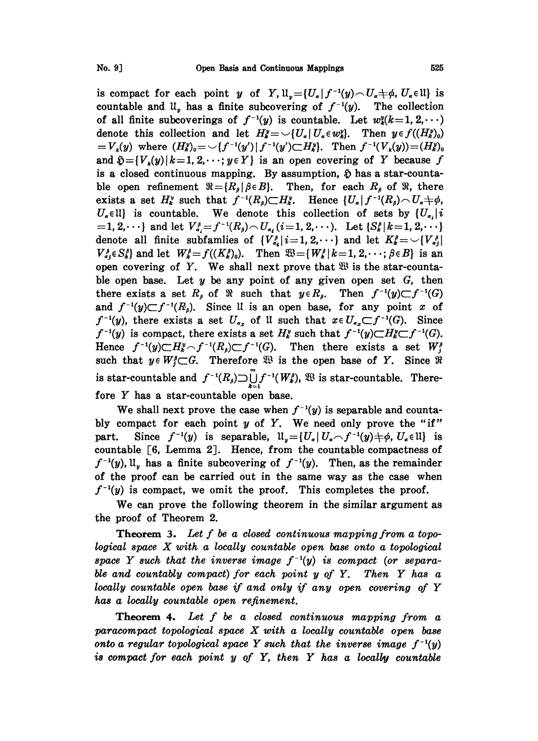is compact for each point $y$ of $Y$, $\mathfrak{U}_y=\{U_\alpha \mid f^{-1}(y)\frown U_\alpha \neq \phi, U_\alpha \in \mathfrak{U}\}$ is countable and $\mathfrak{U}_y$ has a finite subcovering of $f^{-1}(y)$. The collection of all finite subcoverings of $f^{-1}(y)$ is countable. Let $w_k^y(k=1,2,\cdots)$ denote this collection and let $H_k^y=\smile\{U_\alpha \mid U_\alpha \in w_k^y\}$. Then $y\in f((H_k^y)_0)=V_k(y)$ where $(H_k^y)_0=\smile\{f^{-1}(y') \mid f^{-1}(y')\subset H_k^y\}$. Then $f^{-1}(V_k(y))=(H_k^y)_0$ and $\mathfrak{H}=\{V_k(y) \mid k=1,2,\cdots; y\in Y\}$ is an open covering of $Y$ because $f$ is a closed continuous mapping. By assumption, $\mathfrak{H}$ has a star-countable open refinement $\mathfrak{R}=\{R_\beta \mid \beta \in B\}$. Then, for each $R_\beta$ of $\mathfrak{R}$, there exists a set $H_k^y$ such that $f^{-1}(R_\beta)\subset H_k^y$. Hence $\{U_\alpha \mid f^{-1}(R_\beta)\frown U_\alpha \neq \phi, U_\alpha \in \mathfrak{U}\}$ is countable. We denote this collection of sets by $\{U_{\alpha_i} \mid i=1,2,\cdots\}$ and let $V_{\alpha_i}^\beta=f^{-1}(R_\beta)\frown U_{\alpha_i}(i=1,2,\cdots)$. Let $\{S_k^\beta \mid k=1,2,\cdots\}$ denote all finite subfamlies of $\{V_{\alpha_i}^\beta \mid i=1,2,\cdots\}$ and let $K_k^\beta=\smile\{V_{\alpha_j}^\beta \mid V_{\alpha_j}^\beta \in S_k^\beta\}$ and let $W_k^\beta=f((K_k^\beta)_0)$. Then $\mathfrak{W}=\{W_k^\beta \mid k=1,2,\cdots; \beta\in B\}$ is an open covering of $Y$. We shall next prove that $\mathfrak{W}$ is the star-countable open base. Let $y$ be any point of any given open set $G$, then there exists a set $R_\beta$ of $\mathfrak{R}$ such that $y\in R_\beta$. Then $f^{-1}(y)\subset f^{-1}(G)$ and $f^{-1}(y)\subset f^{-1}(R_\beta)$. Since $\mathfrak{U}$ is an open base, for any point $x$ of $f^{-1}(y)$, there exists a set $U_{\alpha_x}$ of $\mathfrak{U}$ such that $x\in U_{\alpha_x}\subset f^{-1}(G)$. Since $f^{-1}(y)$ is compact, there exists a set $H_k^y$ such that $f^{-1}(y)\subset H_k^y \subset f^{-1}(G)$. Hence $f^{-1}(y)\subset H_k^y\frown f^{-1}(R_\beta)\subset f^{-1}(G)$. Then there exists a set $W_j^\beta$ such that $y\in W_j^\beta \subset G$. Therefore $\mathfrak{W}$ is the open base of $Y$. Since $\mathfrak{R}$ is star-countable and $f^{-1}(R_\beta)\supset \bigcup_{k=1}^{\infty} f^{-1}(W_k^\beta)$, $\mathfrak{W}$ is star-countable. Therefore $Y$ has a star-countable open base.

We shall next prove the case when $f^{-1}(y)$ is separable and countably compact for each point $y$ of $Y$. We need only prove the "if" part. Since $f^{-1}(y)$ is separable, $\mathfrak{U}_y=\{U_\alpha \mid U_\alpha \frown f^{-1}(y)\neq \phi, U_\alpha \in \mathfrak{U}\}$ is countable [6, Lemma 2]. Hence, from the countable compactness of $f^{-1}(y)$, $\mathfrak{U}_y$ has a finite subcovering of $f^{-1}(y)$. Then, as the remainder of the proof can be carried out in the same way as the case when $f^{-1}(y)$ is compact, we omit the proof. This completes the proof.

We can prove the following theorem in the similar argument as the proof of Theorem 2.

**Theorem 3.** *Let $f$ be a closed continuous mapping from a topological space $X$ with a locally countable open base onto a topological space $Y$ such that the inverse image $f^{-1}(y)$ is compact (or separable and countably compact) for each point $y$ of $Y$. Then $Y$ has a locally countable open base if and only if any open covering of $Y$ has a locally countable open refinement.*

**Theorem 4.** *Let $f$ be a closed continuous mapping from a paracompact topological space $X$ with a locally countable open base onto a regular topological space $Y$ such that the inverse image $f^{-1}(y)$ is compact for each point $y$ of $Y$, then $Y$ has a locally countable*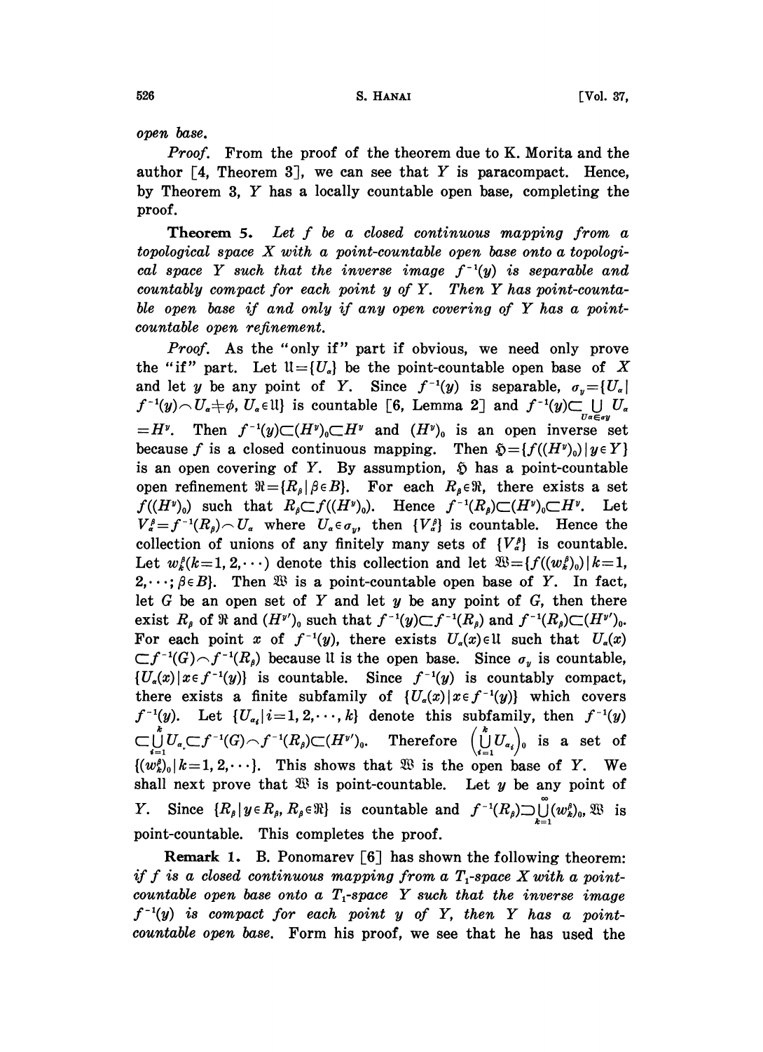open base.

*Proof.* From the proof of the theorem due to K. Morita and the author [4, Theorem 3], we can see that $Y$ is paracompact. Hence, by Theorem 3, $Y$ has a locally countable open base, completing the proof.

**Theorem 5.** *Let $f$ be a closed continuous mapping from a topological space $X$ with a point-countable open base onto a topological space $Y$ such that the inverse image $f^{-1}(y)$ is separable and countably compact for each point $y$ of $Y$. Then $Y$ has point-countable open base if and only if any open covering of $Y$ has a point-countable open refinement.*

*Proof.* As the "only if" part if obvious, we need only prove the "if" part. Let $\mathfrak{U}=\{U_\alpha\}$ be the point-countable open base of $X$ and let $y$ be any point of $Y$. Since $f^{-1}(y)$ is separable, $\sigma_y=\{U_\alpha \mid f^{-1}(y)\frown U_\alpha \neq \phi,\ U_\alpha \in \mathfrak{U}\}$ is countable [6, Lemma 2] and $f^{-1}(y) \subset \bigcup_{U_\alpha \in \sigma_y} U_\alpha = H^y$. Then $f^{-1}(y) \subset (H^y)_0 \subset H^y$ and $(H^y)_0$ is an open inverse set because $f$ is a closed continuous mapping. Then $\mathfrak{H}=\{f((H^y)_0) \mid y \in Y\}$ is an open covering of $Y$. By assumption, $\mathfrak{H}$ has a point-countable open refinement $\mathfrak{R}=\{R_\beta \mid \beta \in B\}$. For each $R_\beta \in \mathfrak{R}$, there exists a set $f((H^y)_0)$ such that $R_\beta \subset f((H^y)_0)$. Hence $f^{-1}(R_\beta) \subset (H^y)_0 \subset H^y$. Let $V_\alpha^\beta = f^{-1}(R_\beta)\frown U_\alpha$ where $U_\alpha \in \sigma_y$, then $\{V_\alpha^\beta\}$ is countable. Hence the collection of unions of any finitely many sets of $\{V_\alpha^\beta\}$ is countable. Let $w_k^\beta (k=1,2,\cdots)$ denote this collection and let $\mathfrak{W}=\{f((w_k^\beta)_0) \mid k=1,2,\cdots;\beta \in B\}$. Then $\mathfrak{W}$ is a point-countable open base of $Y$. In fact, let $G$ be an open set of $Y$ and let $y$ be any point of $G$, then there exist $R_\beta$ of $\mathfrak{R}$ and $(H^{y'})_0$ such that $f^{-1}(y) \subset f^{-1}(R_\beta)$ and $f^{-1}(R_\beta) \subset (H^{y'})_0$. For each point $x$ of $f^{-1}(y)$, there exists $U_\alpha(x) \in \mathfrak{U}$ such that $U_\alpha(x) \subset f^{-1}(G)\frown f^{-1}(R_\beta)$ because $\mathfrak{U}$ is the open base. Since $\sigma_y$ is countable, $\{U_\alpha(x) \mid x \in f^{-1}(y)\}$ is countable. Since $f^{-1}(y)$ is countably compact, there exists a finite subfamily of $\{U_\alpha(x) \mid x \in f^{-1}(y)\}$ which covers $f^{-1}(y)$. Let $\{U_{\alpha_i} \mid i=1,2,\cdots,k\}$ denote this subfamily, then $f^{-1}(y) \subset \bigcup_{i=1}^{k} U_{\alpha_i} \subset f^{-1}(G)\frown f^{-1}(R_\beta) \subset (H^{y'})_0$. Therefore $\left(\bigcup_{i=1}^{k} U_{\alpha_i}\right)_0$ is a set of $\{(w_k^\beta)_0 \mid k=1,2,\cdots\}$. This shows that $\mathfrak{W}$ is the open base of $Y$. We shall next prove that $\mathfrak{W}$ is point-countable. Let $y$ be any point of $Y$. Since $\{R_\beta \mid y \in R_\beta,\ R_\beta \in \mathfrak{R}\}$ is countable and $f^{-1}(R_\beta) \supset \bigcup_{k=1}^{\infty} (w_k^\beta)_0$, $\mathfrak{W}$ is point-countable. This completes the proof.

**Remark 1.** B. Ponomarev [6] has shown the following theorem: *if $f$ is a closed continuous mapping from a $T_1$-space $X$ with a point-countable open base onto a $T_1$-space $Y$ such that the inverse image $f^{-1}(y)$ is compact for each point $y$ of $Y$, then $Y$ has a point-countable open base.* Form his proof, we see that he has used the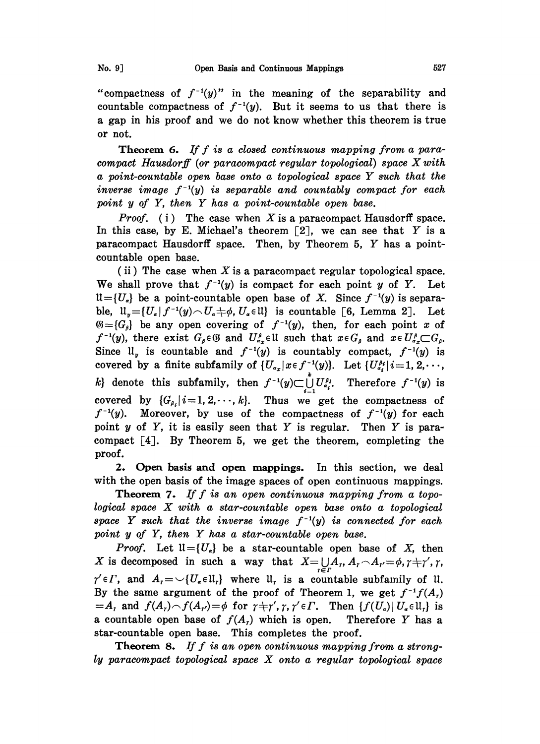"compactness of $f^{-1}(y)$" in the meaning of the separability and countable compactness of $f^{-1}(y)$. But it seems to us that there is a gap in his proof and we do not know whether this theorem is true or not.

**Theorem 6.** *If $f$ is a closed continuous mapping from a paracompact Hausdorff (or paracompact regular topological) space $X$ with a point-countable open base onto a topological space $Y$ such that the inverse image $f^{-1}(y)$ is separable and countably compact for each point $y$ of $Y$, then $Y$ has a point-countable open base.*

*Proof.* (i) The case when $X$ is a paracompact Hausdorff space. In this case, by E. Michael's theorem [2], we can see that $Y$ is a paracompact Hausdorff space. Then, by Theorem 5, $Y$ has a point-countable open base.

(ii) The case when $X$ is a paracompact regular topological space. We shall prove that $f^{-1}(y)$ is compact for each point $y$ of $Y$. Let $\mathfrak{U}=\{U_\alpha\}$ be a point-countable open base of $X$. Since $f^{-1}(y)$ is separable, $\mathfrak{U}_y=\{U_\alpha \mid f^{-1}(y)\frown U_\alpha \neq \phi, U_\alpha \in \mathfrak{U}\}$ is countable [6, Lemma 2]. Let $\mathfrak{G}=\{G_\beta\}$ be any open covering of $f^{-1}(y)$, then, for each point $x$ of $f^{-1}(y)$, there exist $G_\beta \in \mathfrak{G}$ and $U^\beta_{\alpha_x} \in \mathfrak{U}$ such that $x \in G_\beta$ and $x \in U^\beta_{\alpha_x} \subset G_\beta$. Since $\mathfrak{U}_y$ is countable and $f^{-1}(y)$ is countably compact, $f^{-1}(y)$ is covered by a finite subfamily of $\{U_{\alpha_x} \mid x \in f^{-1}(y)\}$. Let $\{U^{\beta_i}_{\alpha_i} \mid i=1,2,\cdots, k\}$ denote this subfamily, then $f^{-1}(y) \subset \bigcup_{i=1}^{k} U^{\beta_i}_{\alpha_i}$. Therefore $f^{-1}(y)$ is covered by $\{G_{\beta_i} \mid i=1,2,\cdots,k\}$. Thus we get the compactness of $f^{-1}(y)$. Moreover, by use of the compactness of $f^{-1}(y)$ for each point $y$ of $Y$, it is easily seen that $Y$ is regular. Then $Y$ is paracompact [4]. By Theorem 5, we get the theorem, completing the proof.

**2. Open basis and open mappings.** In this section, we deal with the open basis of the image spaces of open continuous mappings.

**Theorem 7.** *If $f$ is an open continuous mapping from a topological space $X$ with a star-countable open base onto a topological space $Y$ such that the inverse image $f^{-1}(y)$ is connected for each point $y$ of $Y$, then $Y$ has a star-countable open base.*

*Proof.* Let $\mathfrak{U}=\{U_\alpha\}$ be a star-countable open base of $X$, then $X$ is decomposed in such a way that $X=\bigcup_{\gamma\in\Gamma} A_\gamma$, $A_\gamma \frown A_{\gamma'}=\phi$, $\gamma \neq \gamma'$, $\gamma, \gamma' \in \Gamma$, and $A_\gamma = \smile\{U_\alpha \in \mathfrak{U}_\gamma\}$ where $\mathfrak{U}_\gamma$ is a countable subfamily of $\mathfrak{U}$. By the same argument of the proof of Theorem 1, we get $f^{-1}f(A_\gamma)=A_\gamma$ and $f(A_\gamma)\frown f(A_{\gamma'})=\phi$ for $\gamma\neq\gamma'$, $\gamma, \gamma' \in \Gamma$. Then $\{f(U_\alpha) \mid U_\alpha \in \mathfrak{U}_\gamma\}$ is a countable open base of $f(A_\gamma)$ which is open. Therefore $Y$ has a star-countable open base. This completes the proof.

**Theorem 8.** *If $f$ is an open continuous mapping from a strongly paracompact topological space $X$ onto a regular topological space*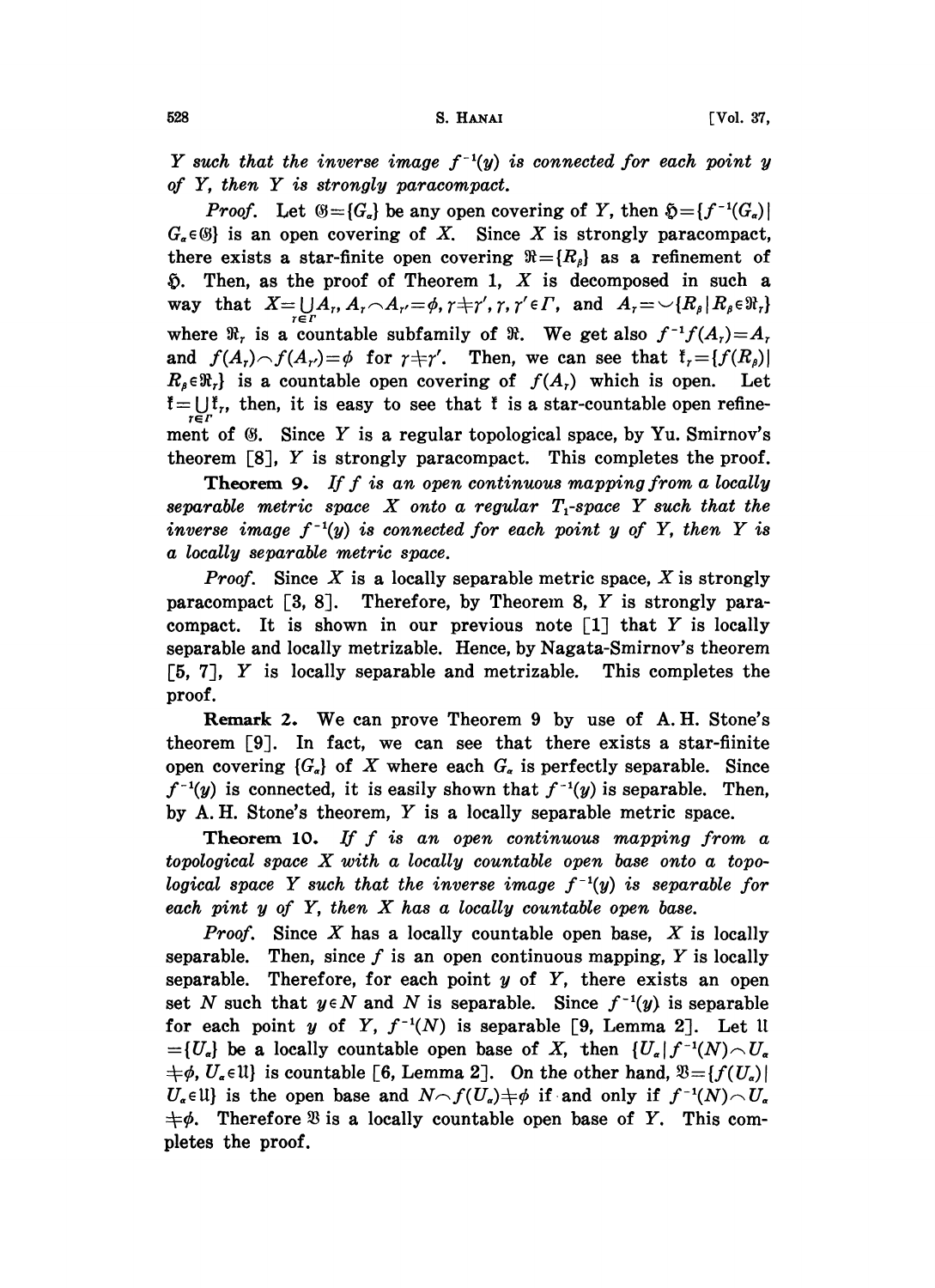*Y such that the inverse image $f^{-1}(y)$ is connected for each point y of Y, then Y is strongly paracompact.*

*Proof.* Let $\mathfrak{G}=\{G_\alpha\}$ be any open covering of $Y$, then $\mathfrak{H}=\{f^{-1}(G_\alpha)| G_\alpha\in\mathfrak{G}\}$ is an open covering of $X$. Since $X$ is strongly paracompact, there exists a star-finite open covering $\mathfrak{R}=\{R_\beta\}$ as a refinement of $\mathfrak{H}$. Then, as the proof of Theorem 1, $X$ is decomposed in such a way that $X=\bigcup_{\gamma\in\Gamma}A_\gamma$, $A_\gamma\frown A_{\gamma'}=\phi$, $\gamma\neq\gamma'$, $\gamma,\gamma'\in\Gamma$, and $A_\gamma=\smile\{R_\beta|R_\beta\in\mathfrak{R}_\gamma\}$ where $\mathfrak{R}_\gamma$ is a countable subfamily of $\mathfrak{R}$. We get also $f^{-1}f(A_\gamma)=A_\gamma$ and $f(A_\gamma)\frown f(A_{\gamma'})=\phi$ for $\gamma\neq\gamma'$. Then, we can see that $\mathfrak{k}_\gamma=\{f(R_\beta)| R_\beta\in\mathfrak{R}_\gamma\}$ is a countable open covering of $f(A_\gamma)$ which is open. Let $\mathfrak{k}=\bigcup_{\gamma\in\Gamma}\mathfrak{k}_\gamma$, then, it is easy to see that $\mathfrak{k}$ is a star-countable open refinement of $\mathfrak{G}$. Since $Y$ is a regular topological space, by Yu. Smirnov's theorem [8], $Y$ is strongly paracompact. This completes the proof.

**Theorem 9.** *If f is an open continuous mapping from a locally separable metric space X onto a regular $T_1$-space Y such that the inverse image $f^{-1}(y)$ is connected for each point y of Y, then Y is a locally separable metric space.*

*Proof.* Since $X$ is a locally separable metric space, $X$ is strongly paracompact [3, 8]. Therefore, by Theorem 8, $Y$ is strongly paracompact. It is shown in our previous note [1] that $Y$ is locally separable and locally metrizable. Hence, by Nagata-Smirnov's theorem [5, 7], $Y$ is locally separable and metrizable. This completes the proof.

**Remark 2.** We can prove Theorem 9 by use of A. H. Stone's theorem [9]. In fact, we can see that there exists a star-fiinite open covering $\{G_\alpha\}$ of $X$ where each $G_\alpha$ is perfectly separable. Since $f^{-1}(y)$ is connected, it is easily shown that $f^{-1}(y)$ is separable. Then, by A. H. Stone's theorem, $Y$ is a locally separable metric space.

**Theorem 10.** *If f is an open continuous mapping from a topological space X with a locally countable open base onto a topological space Y such that the inverse image $f^{-1}(y)$ is separable for each pint y of Y, then X has a locally countable open base.*

*Proof.* Since $X$ has a locally countable open base, $X$ is locally separable. Then, since $f$ is an open continuous mapping, $Y$ is locally separable. Therefore, for each point $y$ of $Y$, there exists an open set $N$ such that $y\in N$ and $N$ is separable. Since $f^{-1}(y)$ is separable for each point $y$ of $Y$, $f^{-1}(N)$ is separable [9, Lemma 2]. Let $\mathfrak{U}=\{U_\alpha\}$ be a locally countable open base of $X$, then $\{U_\alpha| f^{-1}(N)\frown U_\alpha\neq\phi, U_\alpha\in\mathfrak{U}\}$ is countable [6, Lemma 2]. On the other hand, $\mathfrak{B}=\{f(U_\alpha)| U_\alpha\in\mathfrak{U}\}$ is the open base and $N\frown f(U_\alpha)\neq\phi$ if and only if $f^{-1}(N)\frown U_\alpha\neq\phi$. Therefore $\mathfrak{B}$ is a locally countable open base of $Y$. This completes the proof.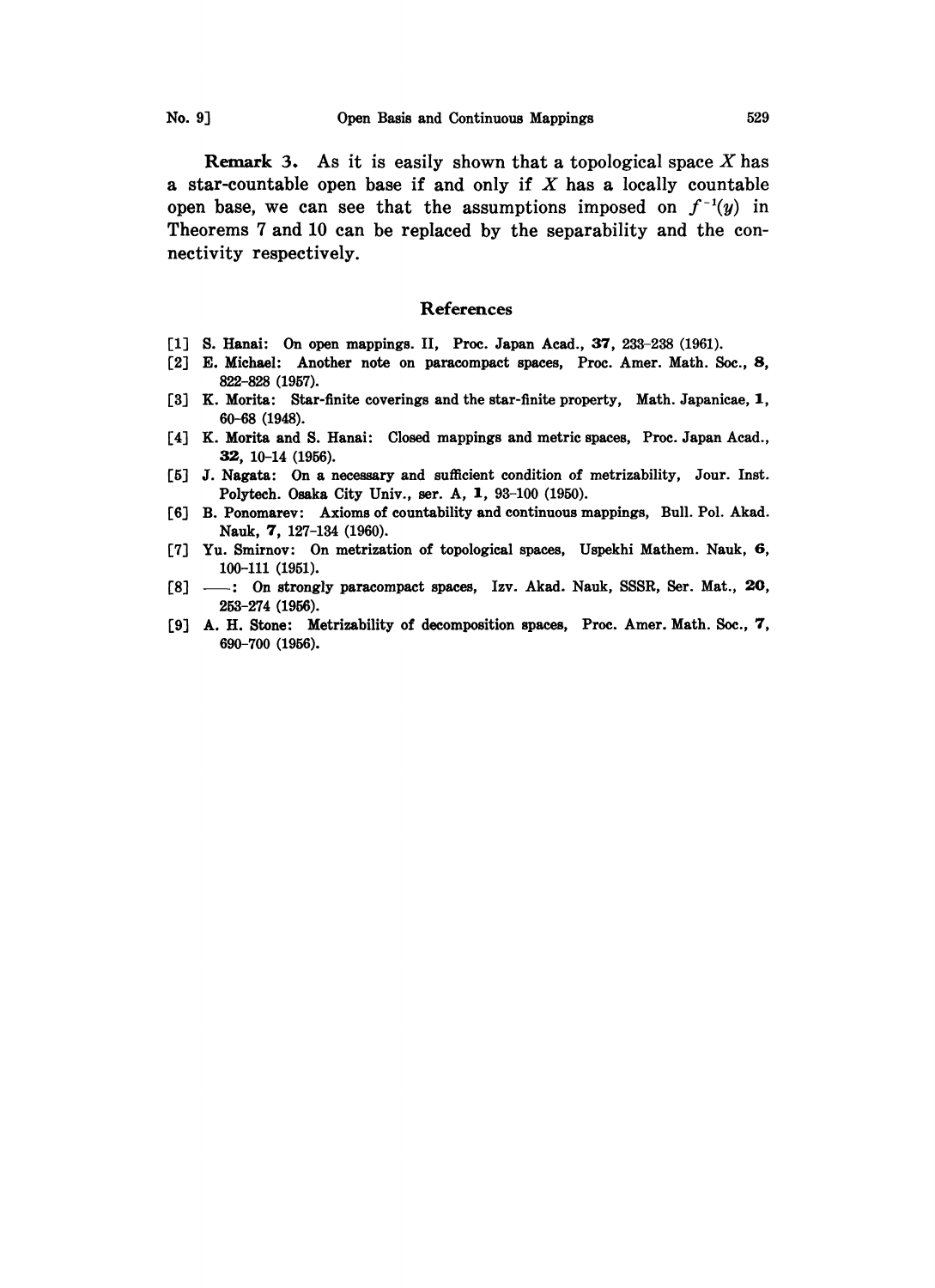**Remark 3.** As it is easily shown that a topological space $X$ has a star-countable open base if and only if $X$ has a locally countable open base, we can see that the assumptions imposed on $f^{-1}(y)$ in Theorems 7 and 10 can be replaced by the separability and the connectivity respectively.

## References

[1] S. Hanai: On open mappings. II, Proc. Japan Acad., **37**, 233–238 (1961).

[2] E. Michael: Another note on paracompact spaces, Proc. Amer. Math. Soc., **8**, 822–828 (1957).

[3] K. Morita: Star-finite coverings and the star-finite property, Math. Japanicae, **1**, 60–68 (1948).

[4] K. Morita and S. Hanai: Closed mappings and metric spaces, Proc. Japan Acad., **32**, 10–14 (1956).

[5] J. Nagata: On a necessary and sufficient condition of metrizability, Jour. Inst. Polytech. Osaka City Univ., ser. A, **1**, 93–100 (1950).

[6] B. Ponomarev: Axioms of countability and continuous mappings, Bull. Pol. Akad. Nauk, **7**, 127–134 (1960).

[7] Yu. Smirnov: On metrization of topological spaces, Uspekhi Mathem. Nauk, **6**, 100–111 (1951).

[8] ——: On strongly paracompact spaces, Izv. Akad. Nauk, SSSR, Ser. Mat., **20**, 253–274 (1956).

[9] A. H. Stone: Metrizability of decomposition spaces, Proc. Amer. Math. Soc., **7**, 690–700 (1956).